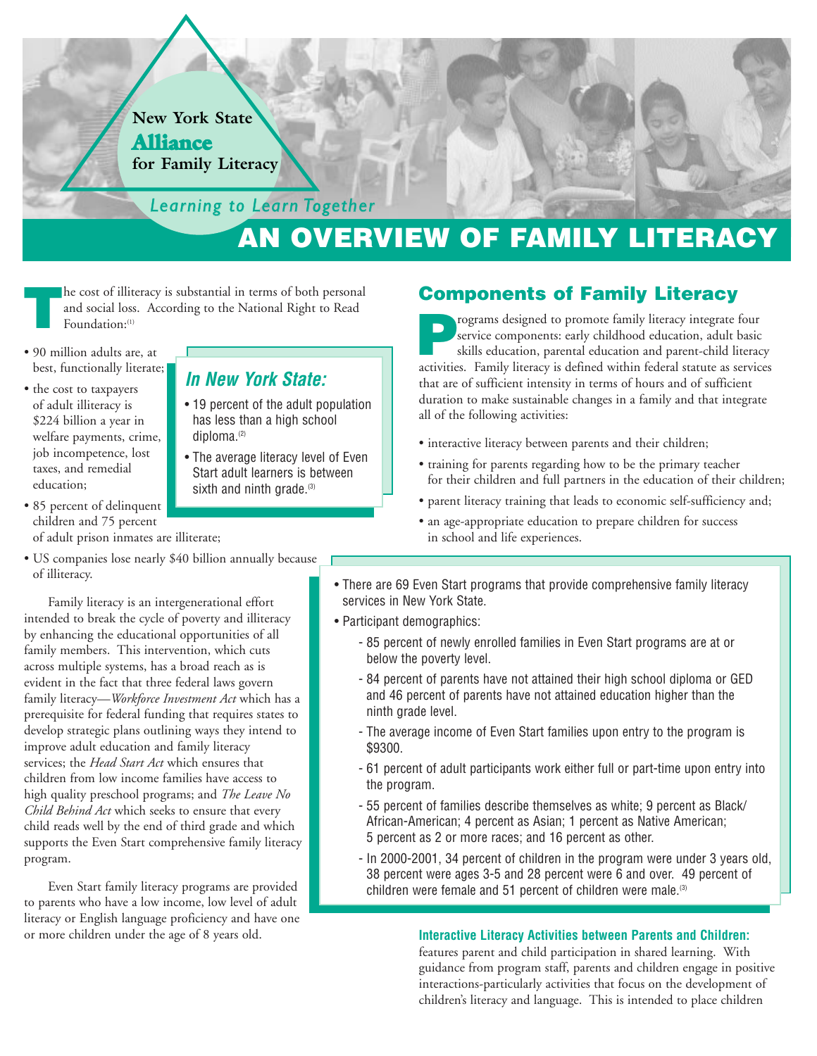New York State **Alliance** for Family Literacy

*Learning to Learn Together*

# AN OVERVIEW OF FAMILY LITERACY

The cost of illiteracy is substantial in terms of both personal and social loss. According to the National Right to Read Foundation:[1]

- 90 million adults are, at best, functionally literate;
- the cost to taxpayers of adult illiteracy is $224 billion a year in welfare payments, crime, job incompetence, lost taxes, and remedial education;
- 85 percent of delinquent children and 75 percent of adult prison inmates are illiterate;
- US companies lose nearly $40 billion annually because of illiteracy.

> ***In New York State:***
>
> - 19 percent of the adult population has less than a high school diploma.[2]
> - The average literacy level of Even Start adult learners is between sixth and ninth grade.[3]

Family literacy is an intergenerational effort intended to break the cycle of poverty and illiteracy by enhancing the educational opportunities of all family members. This intervention, which cuts across multiple systems, has a broad reach as is evident in the fact that three federal laws govern family literacy—*Workforce Investment Act* which has a prerequisite for federal funding that requires states to develop strategic plans outlining ways they intend to improve adult education and family literacy services; the *Head Start Act* which ensures that children from low income families have access to high quality preschool programs; and *The Leave No Child Behind Act* which seeks to ensure that every child reads well by the end of third grade and which supports the Even Start comprehensive family literacy program.

Even Start family literacy programs are provided to parents who have a low income, low level of adult literacy or English language proficiency and have one or more children under the age of 8 years old.

## Components of Family Literacy

Programs designed to promote family literacy integrate four service components: early childhood education, adult basic skills education, parental education and parent-child literacy activities. Family literacy is defined within federal statute as services that are of sufficient intensity in terms of hours and of sufficient duration to make sustainable changes in a family and that integrate all of the following activities:

- interactive literacy between parents and their children;
- training for parents regarding how to be the primary teacher for their children and full partners in the education of their children;
- parent literacy training that leads to economic self-sufficiency and;
- an age-appropriate education to prepare children for success in school and life experiences.

> - There are 69 Even Start programs that provide comprehensive family literacy services in New York State.
> - Participant demographics:
>   - 85 percent of newly enrolled families in Even Start programs are at or below the poverty level.
>   - 84 percent of parents have not attained their high school diploma or GED and 46 percent of parents have not attained education higher than the ninth grade level.
>   - The average income of Even Start families upon entry to the program is $9300.
>   - 61 percent of adult participants work either full or part-time upon entry into the program.
>   - 55 percent of families describe themselves as white; 9 percent as Black/African-American; 4 percent as Asian; 1 percent as Native American; 5 percent as 2 or more races; and 16 percent as other.
>   - In 2000-2001, 34 percent of children in the program were under 3 years old, 38 percent were ages 3-5 and 28 percent were 6 and over. 49 percent of children were female and 51 percent of children were male.[3]

**Interactive Literacy Activities between Parents and Children:** features parent and child participation in shared learning. With guidance from program staff, parents and children engage in positive interactions-particularly activities that focus on the development of children's literacy and language. This is intended to place children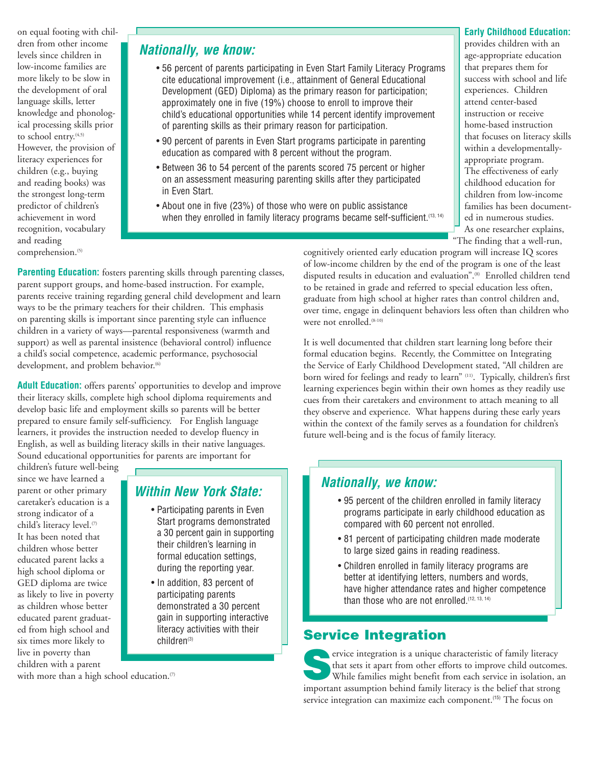on equal footing with children from other income levels since children in low-income families are more likely to be slow in the development of oral language skills, letter knowledge and phonological processing skills prior to school entry.[4,5] However, the provision of literacy experiences for children (e.g., buying and reading books) was the strongest long-term predictor of children's achievement in word recognition, vocabulary and reading comprehension.[5]

### *Nationally, we know:*

- 56 percent of parents participating in Even Start Family Literacy Programs cite educational improvement (i.e., attainment of General Educational Development (GED) Diploma) as the primary reason for participation; approximately one in five (19%) choose to enroll to improve their child's educational opportunities while 14 percent identify improvement of parenting skills as their primary reason for participation.
- 90 percent of parents in Even Start programs participate in parenting education as compared with 8 percent without the program.
- Between 36 to 54 percent of the parents scored 75 percent or higher on an assessment measuring parenting skills after they participated in Even Start.
- About one in five (23%) of those who were on public assistance when they enrolled in family literacy programs became self-sufficient.[13, 14]

**Parenting Education:** fosters parenting skills through parenting classes, parent support groups, and home-based instruction. For example, parents receive training regarding general child development and learn ways to be the primary teachers for their children. This emphasis on parenting skills is important since parenting style can influence children in a variety of ways—parental responsiveness (warmth and support) as well as parental insistence (behavioral control) influence a child's social competence, academic performance, psychosocial development, and problem behavior.[6]

**Adult Education:** offers parents' opportunities to develop and improve their literacy skills, complete high school diploma requirements and develop basic life and employment skills so parents will be better prepared to ensure family self-sufficiency. For English language learners, it provides the instruction needed to develop fluency in English, as well as building literacy skills in their native languages. Sound educational opportunities for parents are important for children's future well-being since we have learned a parent or other primary caretaker's education is a strong indicator of a child's literacy level.[7] It has been noted that children whose better educated parent lacks a high school diploma or GED diploma are twice as likely to live in poverty as children whose better educated parent graduated from high school and six times more likely to live in poverty than children with a parent with more than a high school education.[7]

### *Within New York State:*

- Participating parents in Even Start programs demonstrated a 30 percent gain in supporting their children's learning in formal education settings, during the reporting year.
- In addition, 83 percent of participating parents demonstrated a 30 percent gain in supporting interactive literacy activities with their children[3]

**Early Childhood Education:** provides children with an age-appropriate education that prepares them for success with school and life experiences. Children attend center-based instruction or receive home-based instruction that focuses on literacy skills within a developmentally-appropriate program. The effectiveness of early childhood education for children from low-income families has been documented in numerous studies. As one researcher explains, "The finding that a well-run, cognitively oriented early education program will increase IQ scores of low-income children by the end of the program is one of the least disputed results in education and evaluation".[8] Enrolled children tend to be retained in grade and referred to special education less often, graduate from high school at higher rates than control children and, over time, engage in delinquent behaviors less often than children who were not enrolled.[8-10]

It is well documented that children start learning long before their formal education begins. Recently, the Committee on Integrating the Service of Early Childhood Development stated, "All children are born wired for feelings and ready to learn" [11]. Typically, children's first learning experiences begin within their own homes as they readily use cues from their caretakers and environment to attach meaning to all they observe and experience. What happens during these early years within the context of the family serves as a foundation for children's future well-being and is the focus of family literacy.

### *Nationally, we know:*

- 95 percent of the children enrolled in family literacy programs participate in early childhood education as compared with 60 percent not enrolled.
- 81 percent of participating children made moderate to large sized gains in reading readiness.
- Children enrolled in family literacy programs are better at identifying letters, numbers and words, have higher attendance rates and higher competence than those who are not enrolled.[12, 13, 14]

## Service Integration

Service integration is a unique characteristic of family literacy that sets it apart from other efforts to improve child outcomes. While families might benefit from each service in isolation, an important assumption behind family literacy is the belief that strong service integration can maximize each component.[15] The focus on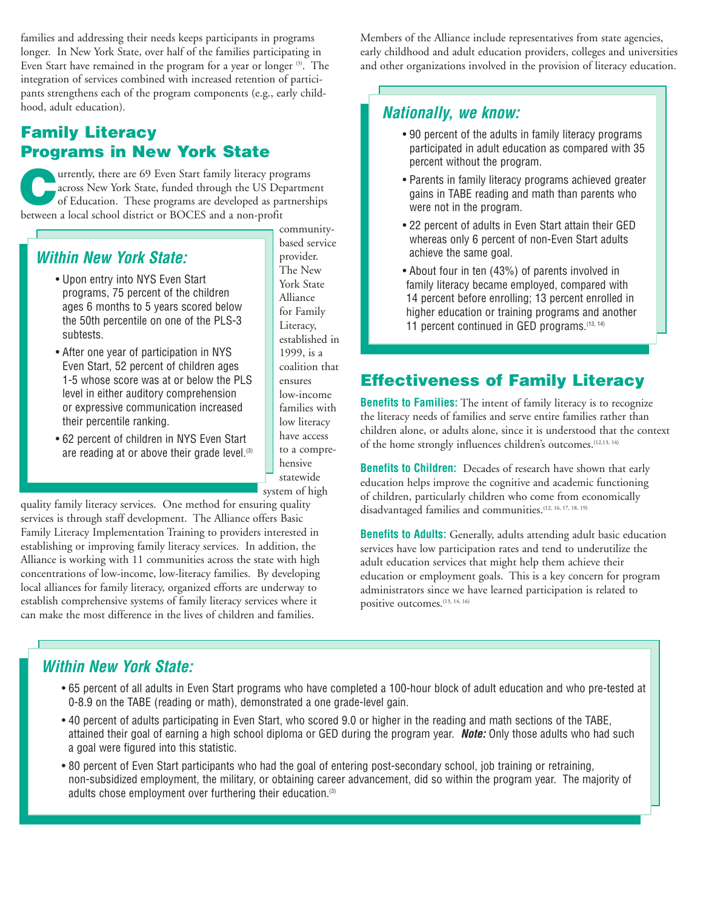families and addressing their needs keeps participants in programs longer. In New York State, over half of the families participating in Even Start have remained in the program for a year or longer [3]. The integration of services combined with increased retention of participants strengthens each of the program components (e.g., early childhood, adult education).

## Family Literacy Programs in New York State

Currently, there are 69 Even Start family literacy programs across New York State, funded through the US Department of Education. These programs are developed as partnerships between a local school district or BOCES and a non-profit community-based service provider. The New York State Alliance for Family Literacy, established in 1999, is a coalition that ensures low-income families with low literacy have access to a comprehensive statewide system of high quality family literacy services. One method for ensuring quality services is through staff development. The Alliance offers Basic Family Literacy Implementation Training to providers interested in establishing or improving family literacy services. In addition, the Alliance is working with 11 communities across the state with high concentrations of low-income, low-literacy families. By developing local alliances for family literacy, organized efforts are underway to establish comprehensive systems of family literacy services where it can make the most difference in the lives of children and families.

### *Within New York State:*

- Upon entry into NYS Even Start programs, 75 percent of the children ages 6 months to 5 years scored below the 50th percentile on one of the PLS-3 subtests.
- After one year of participation in NYS Even Start, 52 percent of children ages 1-5 whose score was at or below the PLS level in either auditory comprehension or expressive communication increased their percentile ranking.
- 62 percent of children in NYS Even Start are reading at or above their grade level.[3]

Members of the Alliance include representatives from state agencies, early childhood and adult education providers, colleges and universities and other organizations involved in the provision of literacy education.

### *Nationally, we know:*

- 90 percent of the adults in family literacy programs participated in adult education as compared with 35 percent without the program.
- Parents in family literacy programs achieved greater gains in TABE reading and math than parents who were not in the program.
- 22 percent of adults in Even Start attain their GED whereas only 6 percent of non-Even Start adults achieve the same goal.
- About four in ten (43%) of parents involved in family literacy became employed, compared with 14 percent before enrolling; 13 percent enrolled in higher education or training programs and another 11 percent continued in GED programs.[13, 14]

## Effectiveness of Family Literacy

**Benefits to Families:** The intent of family literacy is to recognize the literacy needs of families and serve entire families rather than children alone, or adults alone, since it is understood that the context of the home strongly influences children's outcomes.[12,13, 14]

**Benefits to Children:** Decades of research have shown that early education helps improve the cognitive and academic functioning of children, particularly children who come from economically disadvantaged families and communities.[12, 16, 17, 18, 19]

**Benefits to Adults:** Generally, adults attending adult basic education services have low participation rates and tend to underutilize the adult education services that might help them achieve their education or employment goals. This is a key concern for program administrators since we have learned participation is related to positive outcomes.[13, 14, 16]

### *Within New York State:*

- 65 percent of all adults in Even Start programs who have completed a 100-hour block of adult education and who pre-tested at 0-8.9 on the TABE (reading or math), demonstrated a one grade-level gain.
- 40 percent of adults participating in Even Start, who scored 9.0 or higher in the reading and math sections of the TABE, attained their goal of earning a high school diploma or GED during the program year. ***Note:*** Only those adults who had such a goal were figured into this statistic.
- 80 percent of Even Start participants who had the goal of entering post-secondary school, job training or retraining, non-subsidized employment, the military, or obtaining career advancement, did so within the program year. The majority of adults chose employment over furthering their education.[3]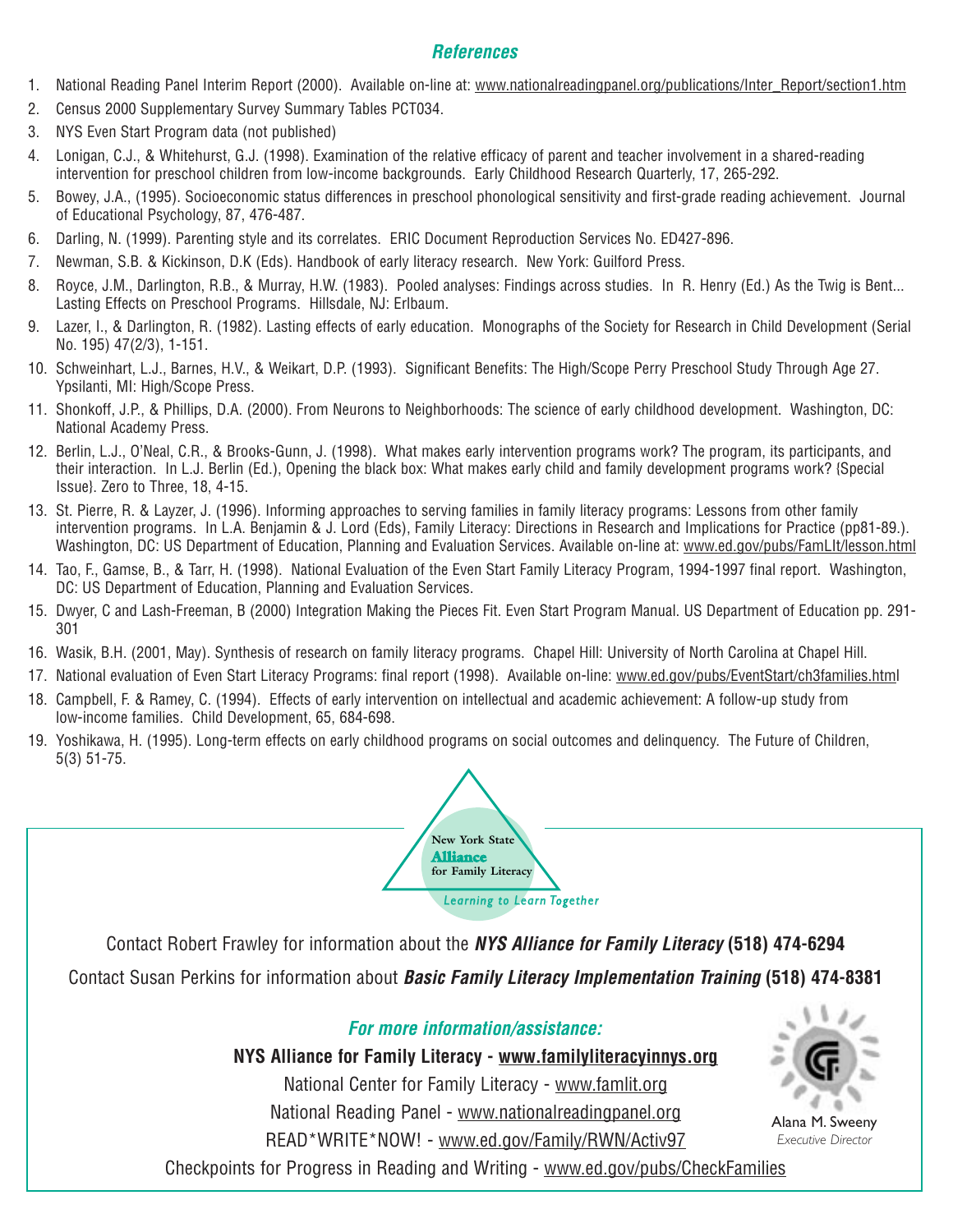## *References*

1. National Reading Panel Interim Report (2000). Available on-line at: www.nationalreadingpanel.org/publications/Inter_Report/section1.htm
2. Census 2000 Supplementary Survey Summary Tables PCT034.
3. NYS Even Start Program data (not published)
4. Lonigan, C.J., & Whitehurst, G.J. (1998). Examination of the relative efficacy of parent and teacher involvement in a shared-reading intervention for preschool children from low-income backgrounds. Early Childhood Research Quarterly, 17, 265-292.
5. Bowey, J.A., (1995). Socioeconomic status differences in preschool phonological sensitivity and first-grade reading achievement. Journal of Educational Psychology, 87, 476-487.
6. Darling, N. (1999). Parenting style and its correlates. ERIC Document Reproduction Services No. ED427-896.
7. Newman, S.B. & Kickinson, D.K (Eds). Handbook of early literacy research. New York: Guilford Press.
8. Royce, J.M., Darlington, R.B., & Murray, H.W. (1983). Pooled analyses: Findings across studies. In R. Henry (Ed.) As the Twig is Bent... Lasting Effects on Preschool Programs. Hillsdale, NJ: Erlbaum.
9. Lazer, I., & Darlington, R. (1982). Lasting effects of early education. Monographs of the Society for Research in Child Development (Serial No. 195) 47(2/3), 1-151.
10. Schweinhart, L.J., Barnes, H.V., & Weikart, D.P. (1993). Significant Benefits: The High/Scope Perry Preschool Study Through Age 27. Ypsilanti, MI: High/Scope Press.
11. Shonkoff, J.P., & Phillips, D.A. (2000). From Neurons to Neighborhoods: The science of early childhood development. Washington, DC: National Academy Press.
12. Berlin, L.J., O'Neal, C.R., & Brooks-Gunn, J. (1998). What makes early intervention programs work? The program, its participants, and their interaction. In L.J. Berlin (Ed.), Opening the black box: What makes early child and family development programs work? {Special Issue}. Zero to Three, 18, 4-15.
13. St. Pierre, R. & Layzer, J. (1996). Informing approaches to serving families in family literacy programs: Lessons from other family intervention programs. In L.A. Benjamin & J. Lord (Eds), Family Literacy: Directions in Research and Implications for Practice (pp81-89.). Washington, DC: US Department of Education, Planning and Evaluation Services. Available on-line at: www.ed.gov/pubs/FamLIt/lesson.html
14. Tao, F., Gamse, B., & Tarr, H. (1998). National Evaluation of the Even Start Family Literacy Program, 1994-1997 final report. Washington, DC: US Department of Education, Planning and Evaluation Services.
15. Dwyer, C and Lash-Freeman, B (2000) Integration Making the Pieces Fit. Even Start Program Manual. US Department of Education pp. 291-301
16. Wasik, B.H. (2001, May). Synthesis of research on family literacy programs. Chapel Hill: University of North Carolina at Chapel Hill.
17. National evaluation of Even Start Literacy Programs: final report (1998). Available on-line: www.ed.gov/pubs/EventStart/ch3families.html
18. Campbell, F. & Ramey, C. (1994). Effects of early intervention on intellectual and academic achievement: A follow-up study from low-income families. Child Development, 65, 684-698.
19. Yoshikawa, H. (1995). Long-term effects on early childhood programs on social outcomes and delinquency. The Future of Children, 5(3) 51-75.

New York State
**Alliance**
for Family Literacy
*Learning to Learn Together*

Contact Robert Frawley for information about the ***NYS Alliance for Family Literacy*** **(518) 474-6294**

Contact Susan Perkins for information about ***Basic Family Literacy Implementation Training*** **(518) 474-8381**

### *For more information/assistance:*

**NYS Alliance for Family Literacy - www.familyliteracyinnys.org**

National Center for Family Literacy - www.famlit.org

National Reading Panel - www.nationalreadingpanel.org

READ*WRITE*NOW! - www.ed.gov/Family/RWN/Activ97

Checkpoints for Progress in Reading and Writing - www.ed.gov/pubs/CheckFamilies

Alana M. Sweeny
*Executive Director*